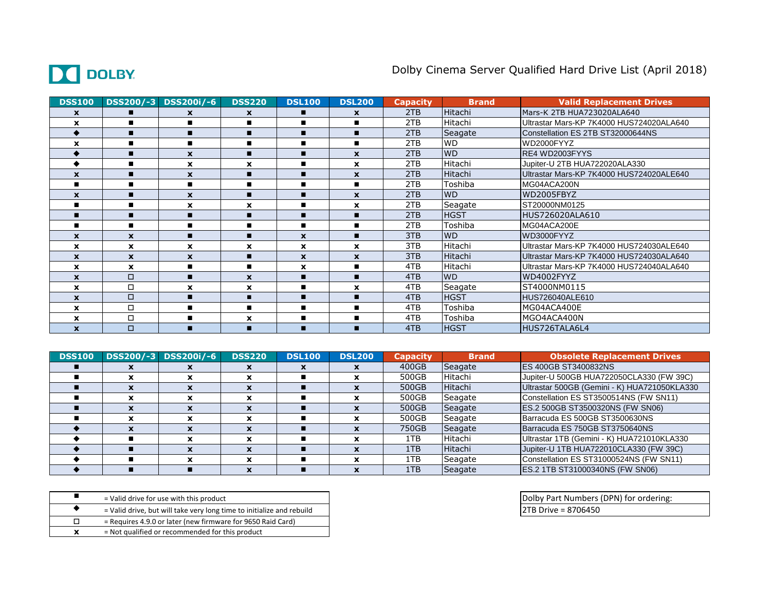DOLBY

# Dolby Cinema Server Qualified Hard Drive List (April 2018)

| DSS100 | DSS200/-3 | DSS200i/-6 | DSS220 | DSL100 | DSL200 | Capacity | Brand | Valid Replacement Drives |
|---|---|---|---|---|---|---|---|---|
| x | ■ | x | x | ■ | x | 2TB | Hitachi | Mars-K 2TB HUA723020ALA640 |
| x | ■ | ■ | ■ | ■ | ■ | 2TB | Hitachi | Ultrastar Mars-KP 7K4000 HUS724020ALA640 |
| ◆ | ■ | ■ | ■ | ■ | ■ | 2TB | Seagate | Constellation ES 2TB ST32000644NS |
| x | ■ | ■ | ■ | ■ | ■ | 2TB | WD | WD2000FYYZ |
| ◆ | ■ | x | ■ | ■ | x | 2TB | WD | RE4 WD2003FYYS |
| ◆ | ■ | x | x | ■ | x | 2TB | Hitachi | Jupiter-U 2TB HUA722020ALA330 |
| x | ■ | x | ■ | ■ | x | 2TB | Hitachi | Ultrastar Mars-KP 7K4000 HUS724020ALE640 |
| ■ | ■ | ■ | ■ | ■ | ■ | 2TB | Toshiba | MG04ACA200N |
| x | ■ | x | ■ | ■ | x | 2TB | WD | WD2005FBYZ |
| ■ | ■ | x | x | ■ | x | 2TB | Seagate | ST20000NM0125 |
| ■ | ■ | ■ | ■ | ■ | ■ | 2TB | HGST | HUS726020ALA610 |
| ■ | ■ | ■ | ■ | ■ | ■ | 2TB | Toshiba | MG04ACA200E |
| x | x | ■ | ■ | x | ■ | 3TB | WD | WD3000FYYZ |
| x | x | x | x | x | x | 3TB | Hitachi | Ultrastar Mars-KP 7K4000 HUS724030ALE640 |
| x | x | x | ■ | x | x | 3TB | Hitachi | Ultrastar Mars-KP 7K4000 HUS724030ALA640 |
| x | x | ■ | ■ | x | ■ | 4TB | Hitachi | Ultrastar Mars-KP 7K4000 HUS724040ALA640 |
| x | □ | ■ | x | ■ | ■ | 4TB | WD | WD4002FYYZ |
| x | □ | x | x | ■ | x | 4TB | Seagate | ST4000NM0115 |
| x | □ | ■ | ■ | ■ | ■ | 4TB | HGST | HUS726040ALE610 |
| x | □ | ■ | ■ | ■ | ■ | 4TB | Toshiba | MG04ACA400E |
| x | □ | ■ | x | ■ | ■ | 4TB | Toshiba | MGO4ACA400N |
| x | □ | ■ | ■ | ■ | ■ | 4TB | HGST | HUS726TALA6L4 |

| DSS100 | DSS200/-3 | DSS200i/-6 | DSS220 | DSL100 | DSL200 | Capacity | Brand | Obsolete Replacement Drives |
|---|---|---|---|---|---|---|---|---|
| ■ | x | x | x | x | x | 400GB | Seagate | ES 400GB ST3400832NS |
| ■ | x | x | x | ■ | x | 500GB | Hitachi | Jupiter-U 500GB HUA722050CLA330 (FW 39C) |
| ■ | x | x | x | ■ | x | 500GB | Hitachi | Ultrastar 500GB (Gemini - K) HUA721050KLA330 |
| ■ | x | x | x | ■ | x | 500GB | Seagate | Constellation ES ST3500514NS (FW SN11) |
| ■ | x | x | x | ■ | x | 500GB | Seagate | ES.2 500GB ST3500320NS (FW SN06) |
| ■ | x | x | x | ■ | x | 500GB | Seagate | Barracuda ES 500GB ST3500630NS |
| ◆ | x | x | x | ■ | x | 750GB | Seagate | Barracuda ES 750GB ST3750640NS |
| ◆ | ■ | x | x | ■ | x | 1TB | Hitachi | Ultrastar 1TB (Gemini - K) HUA721010KLA330 |
| ◆ | ■ | x | x | ■ | x | 1TB | Hitachi | Jupiter-U 1TB HUA722010CLA330 (FW 39C) |
| ◆ | ■ | x | x | ■ | x | 1TB | Seagate | Constellation ES ST31000524NS (FW SN11) |
| ◆ | ■ | ■ | x | ■ | x | 1TB | Seagate | ES.2 1TB ST31000340NS (FW SN06) |

| Symbol | Meaning |
|---|---|
| ■ | = Valid drive for use with this product |
| ◆ | = Valid drive, but will take very long time to initialize and rebuild |
| □ | = Requires 4.9.0 or later (new firmware for 9650 Raid Card) |
| x | = Not qualified or recommended for this product |

| Dolby Part Numbers (DPN) for ordering: |
|---|
| 2TB Drive = 8706450 |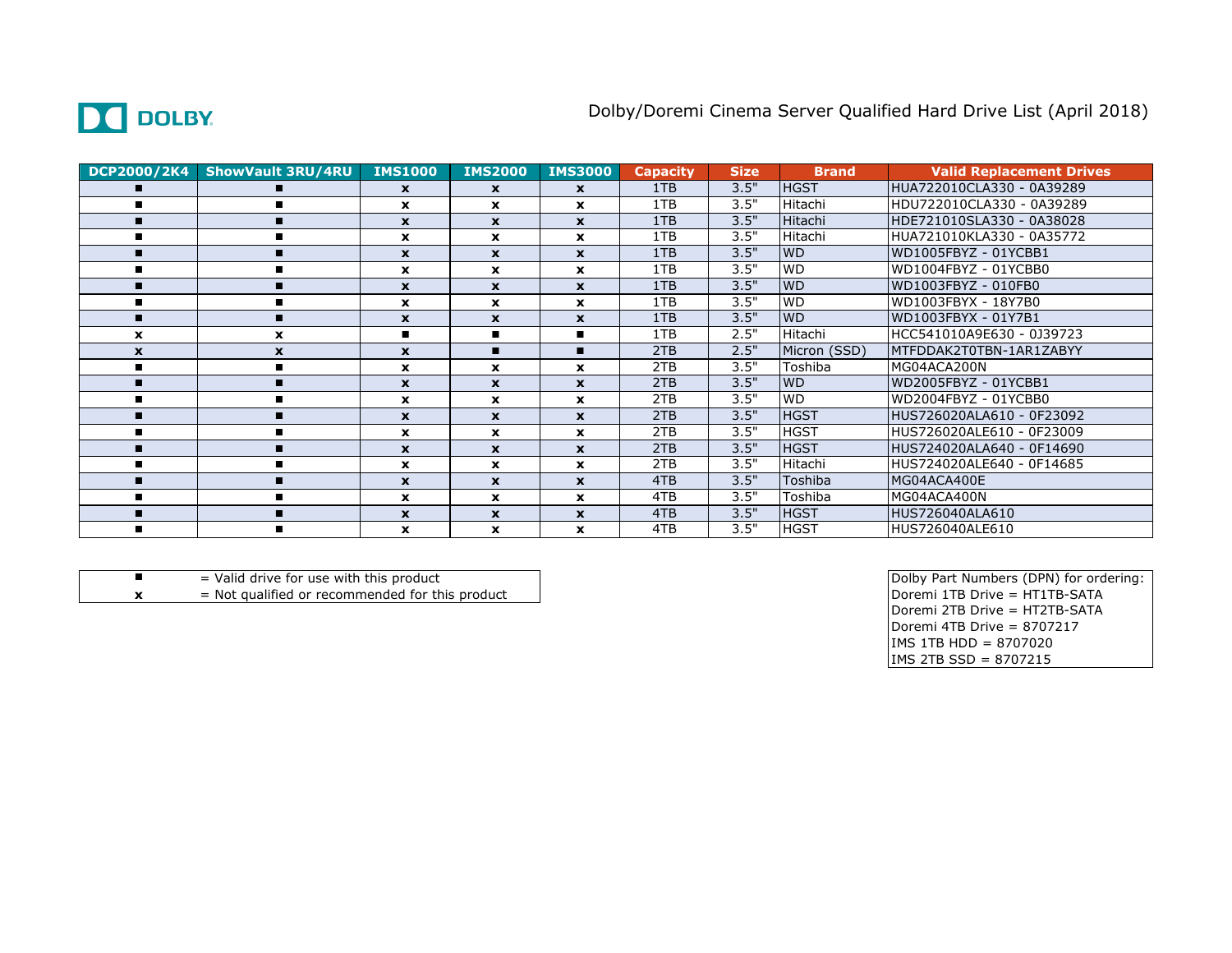DOLBY

# Dolby/Doremi Cinema Server Qualified Hard Drive List (April 2018)

| DCP2000/2K4 | ShowVault 3RU/4RU | IMS1000 | IMS2000 | IMS3000 | Capacity | Size | Brand | Valid Replacement Drives |
|---|---|---|---|---|---|---|---|---|
| ■ | ■ | x | x | x | 1TB | 3.5" | HGST | HUA722010CLA330 - 0A39289 |
| ■ | ■ | x | x | x | 1TB | 3.5" | Hitachi | HDU722010CLA330 - 0A39289 |
| ■ | ■ | x | x | x | 1TB | 3.5" | Hitachi | HDE721010SLA330 - 0A38028 |
| ■ | ■ | x | x | x | 1TB | 3.5" | Hitachi | HUA721010KLA330 - 0A35772 |
| ■ | ■ | x | x | x | 1TB | 3.5" | WD | WD1005FBYZ - 01YCBB1 |
| ■ | ■ | x | x | x | 1TB | 3.5" | WD | WD1004FBYZ - 01YCBB0 |
| ■ | ■ | x | x | x | 1TB | 3.5" | WD | WD1003FBYZ - 010FB0 |
| ■ | ■ | x | x | x | 1TB | 3.5" | WD | WD1003FBYX - 18Y7B0 |
| ■ | ■ | x | x | x | 1TB | 3.5" | WD | WD1003FBYX - 01Y7B1 |
| x | x | ■ | ■ | ■ | 1TB | 2.5" | Hitachi | HCC541010A9E630 - 0J39723 |
| x | x | x | ■ | ■ | 2TB | 2.5" | Micron (SSD) | MTFDDAK2T0TBN-1AR1ZABYY |
| ■ | ■ | x | x | x | 2TB | 3.5" | Toshiba | MG04ACA200N |
| ■ | ■ | x | x | x | 2TB | 3.5" | WD | WD2005FBYZ - 01YCBB1 |
| ■ | ■ | x | x | x | 2TB | 3.5" | WD | WD2004FBYZ - 01YCBB0 |
| ■ | ■ | x | x | x | 2TB | 3.5" | HGST | HUS726020ALA610 - 0F23092 |
| ■ | ■ | x | x | x | 2TB | 3.5" | HGST | HUS726020ALE610 - 0F23009 |
| ■ | ■ | x | x | x | 2TB | 3.5" | HGST | HUS724020ALA640 - 0F14690 |
| ■ | ■ | x | x | x | 2TB | 3.5" | Hitachi | HUS724020ALE640 - 0F14685 |
| ■ | ■ | x | x | x | 4TB | 3.5" | Toshiba | MG04ACA400E |
| ■ | ■ | x | x | x | 4TB | 3.5" | Toshiba | MG04ACA400N |
| ■ | ■ | x | x | x | 4TB | 3.5" | HGST | HUS726040ALA610 |
| ■ | ■ | x | x | x | 4TB | 3.5" | HGST | HUS726040ALE610 |

| | |
|---|---|
| ■ | = Valid drive for use with this product |
| x | = Not qualified or recommended for this product |

Dolby Part Numbers (DPN) for ordering:
Doremi 1TB Drive = HT1TB-SATA
Doremi 2TB Drive = HT2TB-SATA
Doremi 4TB Drive = 8707217
IMS 1TB HDD = 8707020
IMS 2TB SSD = 8707215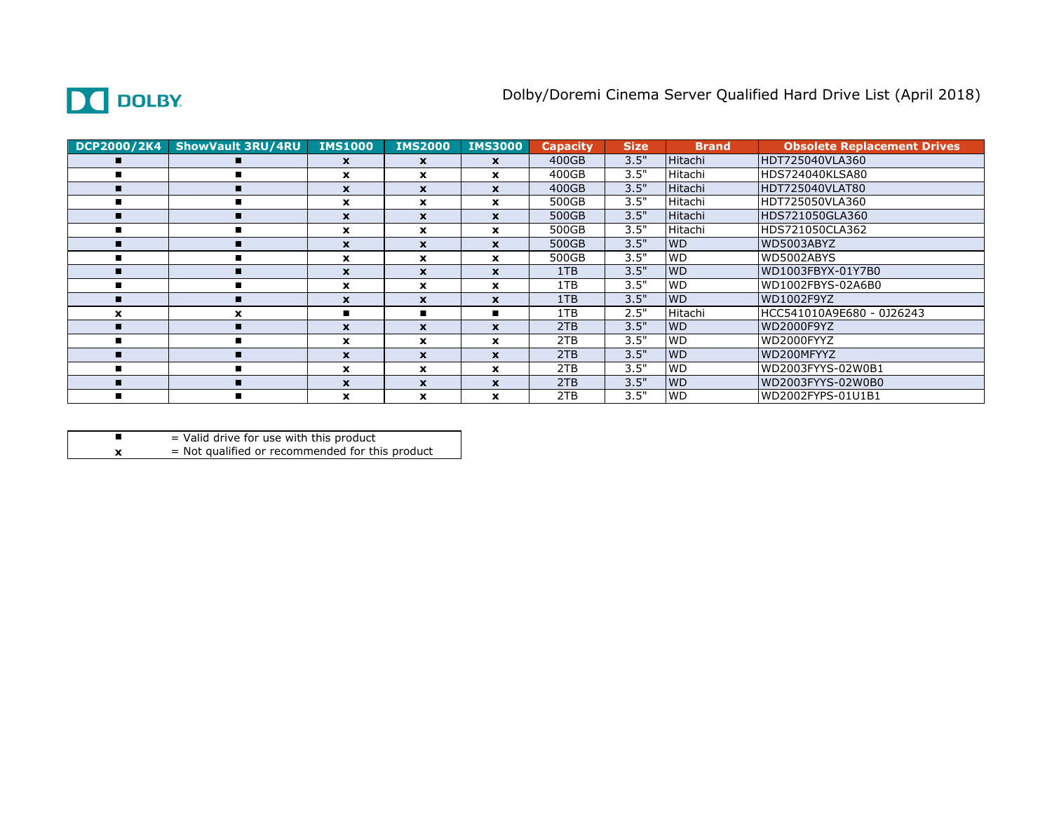DOLBY

Dolby/Doremi Cinema Server Qualified Hard Drive List (April 2018)

| DCP2000/2K4 | ShowVault 3RU/4RU | IMS1000 | IMS2000 | IMS3000 | Capacity | Size | Brand | Obsolete Replacement Drives |
|---|---|---|---|---|---|---|---|---|
| ■ | ■ | x | x | x | 400GB | 3.5" | Hitachi | HDT725040VLA360 |
| ■ | ■ | x | x | x | 400GB | 3.5" | Hitachi | HDS724040KLSA80 |
| ■ | ■ | x | x | x | 400GB | 3.5" | Hitachi | HDT725040VLAT80 |
| ■ | ■ | x | x | x | 500GB | 3.5" | Hitachi | HDT725050VLA360 |
| ■ | ■ | x | x | x | 500GB | 3.5" | Hitachi | HDS721050GLA360 |
| ■ | ■ | x | x | x | 500GB | 3.5" | Hitachi | HDS721050CLA362 |
| ■ | ■ | x | x | x | 500GB | 3.5" | WD | WD5003ABYZ |
| ■ | ■ | x | x | x | 500GB | 3.5" | WD | WD5002ABYS |
| ■ | ■ | x | x | x | 1TB | 3.5" | WD | WD1003FBYX-01Y7B0 |
| ■ | ■ | x | x | x | 1TB | 3.5" | WD | WD1002FBYS-02A6B0 |
| ■ | ■ | x | x | x | 1TB | 3.5" | WD | WD1002F9YZ |
| x | x | ■ | ■ | ■ | 1TB | 2.5" | Hitachi | HCC541010A9E680 - 0J26243 |
| ■ | ■ | x | x | x | 2TB | 3.5" | WD | WD2000F9YZ |
| ■ | ■ | x | x | x | 2TB | 3.5" | WD | WD2000FYYZ |
| ■ | ■ | x | x | x | 2TB | 3.5" | WD | WD200MFYYZ |
| ■ | ■ | x | x | x | 2TB | 3.5" | WD | WD2003FYYS-02W0B1 |
| ■ | ■ | x | x | x | 2TB | 3.5" | WD | WD2003FYYS-02W0B0 |
| ■ | ■ | x | x | x | 2TB | 3.5" | WD | WD2002FYPS-01U1B1 |

| | |
|---|---|
| ■ | = Valid drive for use with this product |
| x | = Not qualified or recommended for this product |